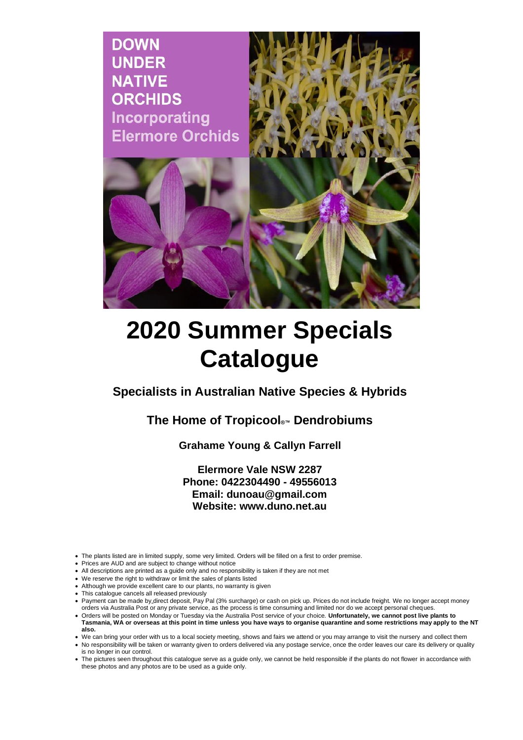**DOWN UNDER NATIVE ORCHIDS**
**Incorporating Elermore Orchids**

# 2020 Summer Specials Catalogue

## Specialists in Australian Native Species & Hybrids

## The Home of Tropicool®™ Dendrobiums

### Grahame Young & Callyn Farrell

**Elermore Vale NSW 2287**
**Phone: 0422304490 - 49556013**
**Email: dunoau@gmail.com**
**Website: www.duno.net.au**

- The plants listed are in limited supply, some very limited. Orders will be filled on a first to order premise.
- Prices are AUD and are subject to change without notice
- All descriptions are printed as a guide only and no responsibility is taken if they are not met
- We reserve the right to withdraw or limit the sales of plants listed
- Although we provide excellent care to our plants, no warranty is given
- This catalogue cancels all released previously
- Payment can be made by direct deposit, Pay Pal (3% surcharge) or cash on pick up. Prices do not include freight. We no longer accept money orders via Australia Post or any private service, as the process is time consuming and limited nor do we accept personal cheques.
- Orders will be posted on Monday or Tuesday via the Australia Post service of your choice. **Unfortunately, we cannot post live plants to Tasmania, WA or overseas at this point in time unless you have ways to organise quarantine and some restrictions may apply to the NT also.**
- We can bring your order with us to a local society meeting, shows and fairs we attend or you may arrange to visit the nursery and collect them
- No responsibility will be taken or warranty given to orders delivered via any postage service, once the order leaves our care its delivery or quality is no longer in our control.
- The pictures seen throughout this catalogue serve as a guide only, we cannot be held responsible if the plants do not flower in accordance with these photos and any photos are to be used as a guide only.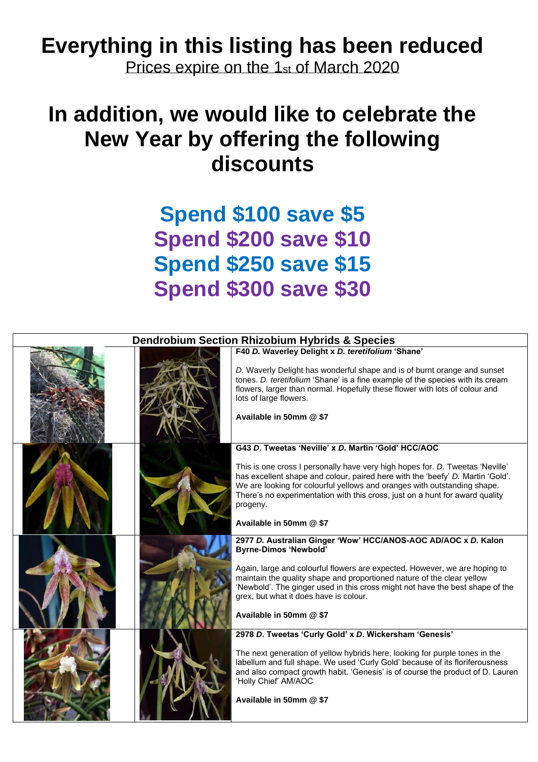# Everything in this listing has been reduced

Prices expire on the 1st of March 2020

# In addition, we would like to celebrate the New Year by offering the following discounts

**Spend $100 save $5**
**Spend $200 save $10**
**Spend $250 save $15**
**Spend $300 save $30**

## Dendrobium Section Rhizobium Hybrids & Species

**F40 *D.* Waverley Delight x *D. teretifolium* 'Shane'**

*D.* Waverly Delight has wonderful shape and is of burnt orange and sunset tones. *D. teretifolium* 'Shane' is a fine example of the species with its cream flowers, larger than normal. Hopefully these flower with lots of colour and lots of large flowers.

**Available in 50mm @ $7**

**G43 *D*. Tweetas 'Neville' x *D.* Martin 'Gold' HCC/AOC**

This is one cross I personally have very high hopes for. *D.* Tweetas 'Neville' has excellent shape and colour, paired here with the 'beefy' *D.* Martin 'Gold'. We are looking for colourful yellows and oranges with outstanding shape. There's no experimentation with this cross, just on a hunt for award quality progeny.

**Available in 50mm @ $7**

**2977 *D.* Australian Ginger 'Wow' HCC/ANOS-AOC AD/AOC x *D.* Kalon Byrne-Dimos 'Newbold'**

Again, large and colourful flowers are expected. However, we are hoping to maintain the quality shape and proportioned nature of the clear yellow 'Newbold'. The ginger used in this cross might not have the best shape of the grex, but what it does have is colour.

**Available in 50mm @ $7**

**2978 *D*. Tweetas 'Curly Gold' x *D*. Wickersham 'Genesis'**

The next generation of yellow hybrids here, looking for purple tones in the labellum and full shape. We used 'Curly Gold' because of its floriferousness and also compact growth habit. 'Genesis' is of course the product of D. Lauren 'Holly Chief' AM/AOC

**Available in 50mm @ $7**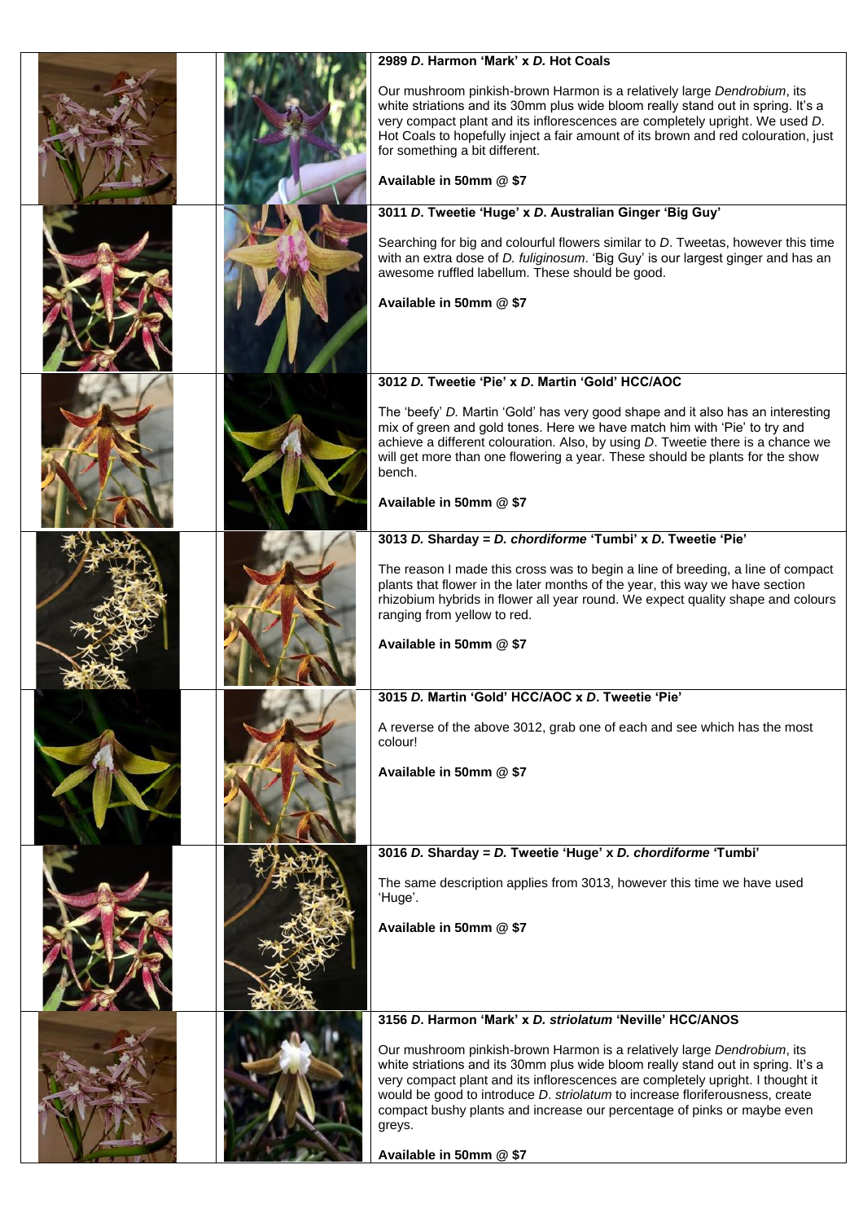**2989 *D*. Harmon 'Mark' x *D*. Hot Coals**

Our mushroom pinkish-brown Harmon is a relatively large *Dendrobium*, its white striations and its 30mm plus wide bloom really stand out in spring. It's a very compact plant and its inflorescences are completely upright. We used *D*. Hot Coals to hopefully inject a fair amount of its brown and red colouration, just for something a bit different.

**Available in 50mm @ $7**

**3011 *D*. Tweetie 'Huge' x *D*. Australian Ginger 'Big Guy'**

Searching for big and colourful flowers similar to *D*. Tweetas, however this time with an extra dose of *D. fuliginosum*. 'Big Guy' is our largest ginger and has an awesome ruffled labellum. These should be good.

**Available in 50mm @ $7**

**3012 *D*. Tweetie 'Pie' x *D*. Martin 'Gold' HCC/AOC**

The 'beefy' *D*. Martin 'Gold' has very good shape and it also has an interesting mix of green and gold tones. Here we have match him with 'Pie' to try and achieve a different colouration. Also, by using *D*. Tweetie there is a chance we will get more than one flowering a year. These should be plants for the show bench.

**Available in 50mm @ $7**

**3013 *D*. Sharday = *D. chordiforme* 'Tumbi' x *D*. Tweetie 'Pie'**

The reason I made this cross was to begin a line of breeding, a line of compact plants that flower in the later months of the year, this way we have section rhizobium hybrids in flower all year round. We expect quality shape and colours ranging from yellow to red.

**Available in 50mm @ $7**

**3015 *D*. Martin 'Gold' HCC/AOC x *D*. Tweetie 'Pie'**

A reverse of the above 3012, grab one of each and see which has the most colour!

**Available in 50mm @ $7**

**3016 *D*. Sharday = *D*. Tweetie 'Huge' x *D. chordiforme* 'Tumbi'**

The same description applies from 3013, however this time we have used 'Huge'.

**Available in 50mm @ $7**

**3156 *D*. Harmon 'Mark' x *D. striolatum* 'Neville' HCC/ANOS**

Our mushroom pinkish-brown Harmon is a relatively large *Dendrobium*, its white striations and its 30mm plus wide bloom really stand out in spring. It's a very compact plant and its inflorescences are completely upright. I thought it would be good to introduce *D. striolatum* to increase floriferousness, create compact bushy plants and increase our percentage of pinks or maybe even greys.

**Available in 50mm @ $7**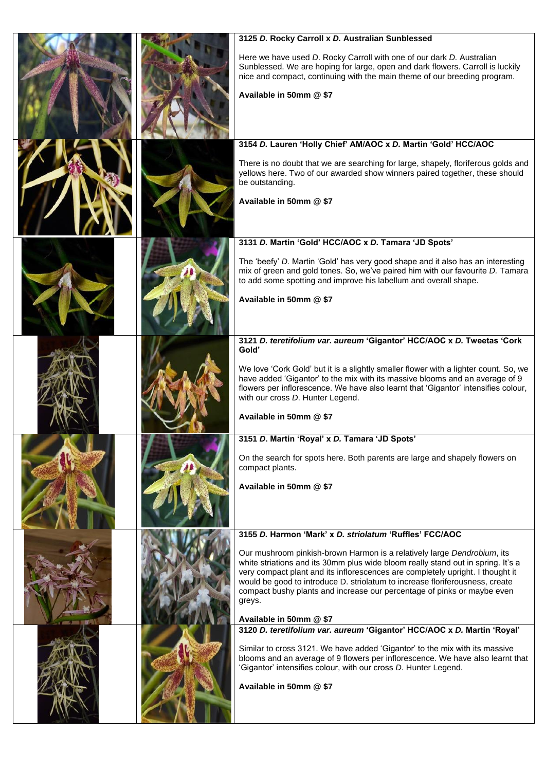### 3125 *D.* Rocky Carroll x *D.* Australian Sunblessed

Here we have used *D.* Rocky Carroll with one of our dark *D.* Australian Sunblessed. We are hoping for large, open and dark flowers. Carroll is luckily nice and compact, continuing with the main theme of our breeding program.

**Available in 50mm @ $7**

### 3154 *D.* Lauren 'Holly Chief' AM/AOC x *D.* Martin 'Gold' HCC/AOC

There is no doubt that we are searching for large, shapely, floriferous golds and yellows here. Two of our awarded show winners paired together, these should be outstanding.

**Available in 50mm @ $7**

### 3131 *D.* Martin 'Gold' HCC/AOC x *D.* Tamara 'JD Spots'

The 'beefy' *D.* Martin 'Gold' has very good shape and it also has an interesting mix of green and gold tones. So, we've paired him with our favourite *D.* Tamara to add some spotting and improve his labellum and overall shape.

**Available in 50mm @ $7**

### 3121 *D. teretifolium var. aureum* 'Gigantor' HCC/AOC x *D.* Tweetas 'Cork Gold'

We love 'Cork Gold' but it is a slightly smaller flower with a lighter count. So, we have added 'Gigantor' to the mix with its massive blooms and an average of 9 flowers per inflorescence. We have also learnt that 'Gigantor' intensifies colour, with our cross *D*. Hunter Legend.

**Available in 50mm @ $7**

### 3151 *D.* Martin 'Royal' x *D.* Tamara 'JD Spots'

On the search for spots here. Both parents are large and shapely flowers on compact plants.

**Available in 50mm @ $7**

### 3155 *D.* Harmon 'Mark' x *D. striolatum* 'Ruffles' FCC/AOC

Our mushroom pinkish-brown Harmon is a relatively large *Dendrobium*, its white striations and its 30mm plus wide bloom really stand out in spring. It's a very compact plant and its inflorescences are completely upright. I thought it would be good to introduce D. striolatum to increase floriferousness, create compact bushy plants and increase our percentage of pinks or maybe even greys.

**Available in 50mm @ $7**

### 3120 *D. teretifolium var. aureum* 'Gigantor' HCC/AOC x *D.* Martin 'Royal'

Similar to cross 3121. We have added 'Gigantor' to the mix with its massive blooms and an average of 9 flowers per inflorescence. We have also learnt that 'Gigantor' intensifies colour, with our cross *D*. Hunter Legend.

**Available in 50mm @ $7**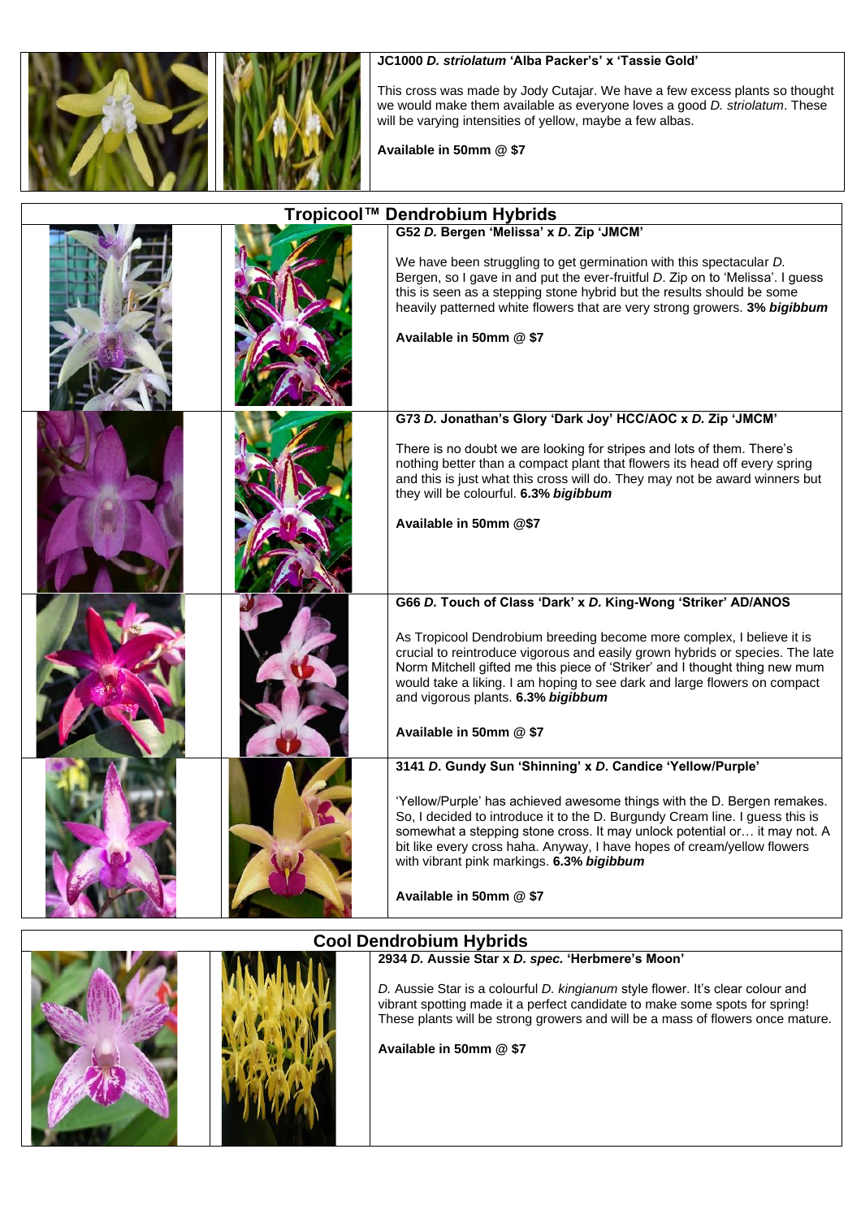**JC1000 *D. striolatum* 'Alba Packer's' x 'Tassie Gold'**

This cross was made by Jody Cutajar. We have a few excess plants so thought we would make them available as everyone loves a good *D. striolatum*. These will be varying intensities of yellow, maybe a few albas.

**Available in 50mm @ $7**

## Tropicool™ Dendrobium Hybrids

**G52 *D.* Bergen 'Melissa' x *D.* Zip 'JMCM'**

We have been struggling to get germination with this spectacular *D.* Bergen, so I gave in and put the ever-fruitful *D.* Zip on to 'Melissa'. I guess this is seen as a stepping stone hybrid but the results should be some heavily patterned white flowers that are very strong growers. **3% *bigibbum***

**Available in 50mm @ $7**

**G73 *D.* Jonathan's Glory 'Dark Joy' HCC/AOC x *D.* Zip 'JMCM'**

There is no doubt we are looking for stripes and lots of them. There's nothing better than a compact plant that flowers its head off every spring and this is just what this cross will do. They may not be award winners but they will be colourful. **6.3% *bigibbum***

**Available in 50mm @$7**

**G66 *D.* Touch of Class 'Dark' x *D.* King-Wong 'Striker' AD/ANOS**

As Tropicool Dendrobium breeding become more complex, I believe it is crucial to reintroduce vigorous and easily grown hybrids or species. The late Norm Mitchell gifted me this piece of 'Striker' and I thought thing new mum would take a liking. I am hoping to see dark and large flowers on compact and vigorous plants. **6.3% *bigibbum***

**Available in 50mm @ $7**

**3141 *D.* Gundy Sun 'Shinning' x *D.* Candice 'Yellow/Purple'**

'Yellow/Purple' has achieved awesome things with the D. Bergen remakes. So, I decided to introduce it to the D. Burgundy Cream line. I guess this is somewhat a stepping stone cross. It may unlock potential or… it may not. A bit like every cross haha. Anyway, I have hopes of cream/yellow flowers with vibrant pink markings. **6.3% *bigibbum***

**Available in 50mm @ $7**

## Cool Dendrobium Hybrids

**2934 *D.* Aussie Star x *D. spec.* 'Herbmere's Moon'**

*D.* Aussie Star is a colourful *D. kingianum* style flower. It's clear colour and vibrant spotting made it a perfect candidate to make some spots for spring! These plants will be strong growers and will be a mass of flowers once mature.

**Available in 50mm @ $7**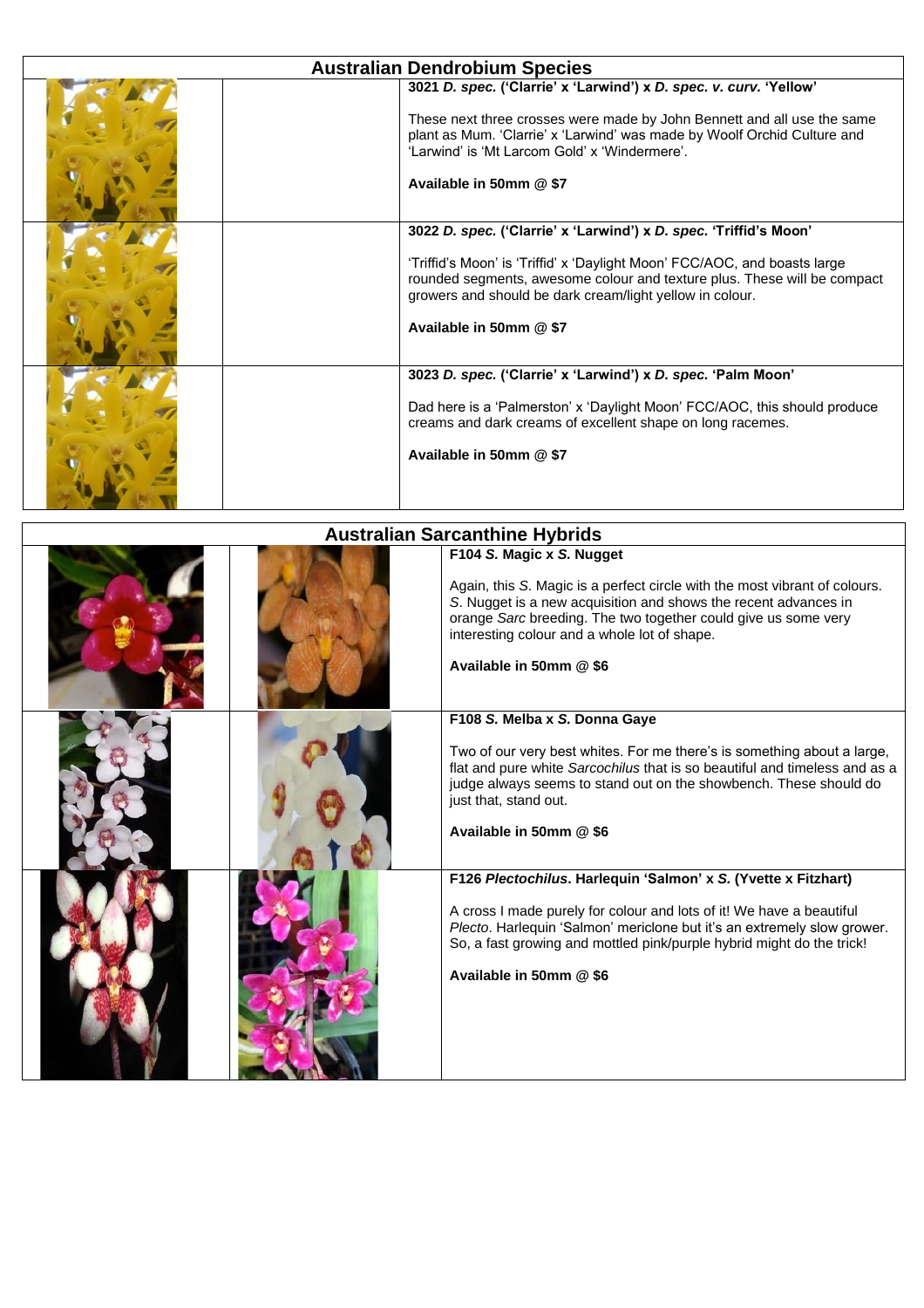## Australian Dendrobium Species

**3021 *D. spec.* ('Clarrie' x 'Larwind') x *D. spec. v. curv.* 'Yellow'**

These next three crosses were made by John Bennett and all use the same plant as Mum. 'Clarrie' x 'Larwind' was made by Woolf Orchid Culture and 'Larwind' is 'Mt Larcom Gold' x 'Windermere'.

**Available in 50mm @ $7**

**3022 *D. spec.* ('Clarrie' x 'Larwind') x *D. spec.* 'Triffid's Moon'**

'Triffid's Moon' is 'Triffid' x 'Daylight Moon' FCC/AOC, and boasts large rounded segments, awesome colour and texture plus. These will be compact growers and should be dark cream/light yellow in colour.

**Available in 50mm @ $7**

**3023 *D. spec.* ('Clarrie' x 'Larwind') x *D. spec.* 'Palm Moon'**

Dad here is a 'Palmerston' x 'Daylight Moon' FCC/AOC, this should produce creams and dark creams of excellent shape on long racemes.

**Available in 50mm @ $7**

## Australian Sarcanthine Hybrids

**F104 *S.* Magic x *S.* Nugget**

Again, this *S.* Magic is a perfect circle with the most vibrant of colours. *S.* Nugget is a new acquisition and shows the recent advances in orange *Sarc* breeding. The two together could give us some very interesting colour and a whole lot of shape.

**Available in 50mm @ $6**

**F108 *S.* Melba x *S.* Donna Gaye**

Two of our very best whites. For me there's is something about a large, flat and pure white *Sarcochilus* that is so beautiful and timeless and as a judge always seems to stand out on the showbench. These should do just that, stand out.

**Available in 50mm @ $6**

**F126 *Plectochilus*. Harlequin 'Salmon' x *S.* (Yvette x Fitzhart)**

A cross I made purely for colour and lots of it! We have a beautiful *Plecto*. Harlequin 'Salmon' mericlone but it's an extremely slow grower. So, a fast growing and mottled pink/purple hybrid might do the trick!

**Available in 50mm @ $6**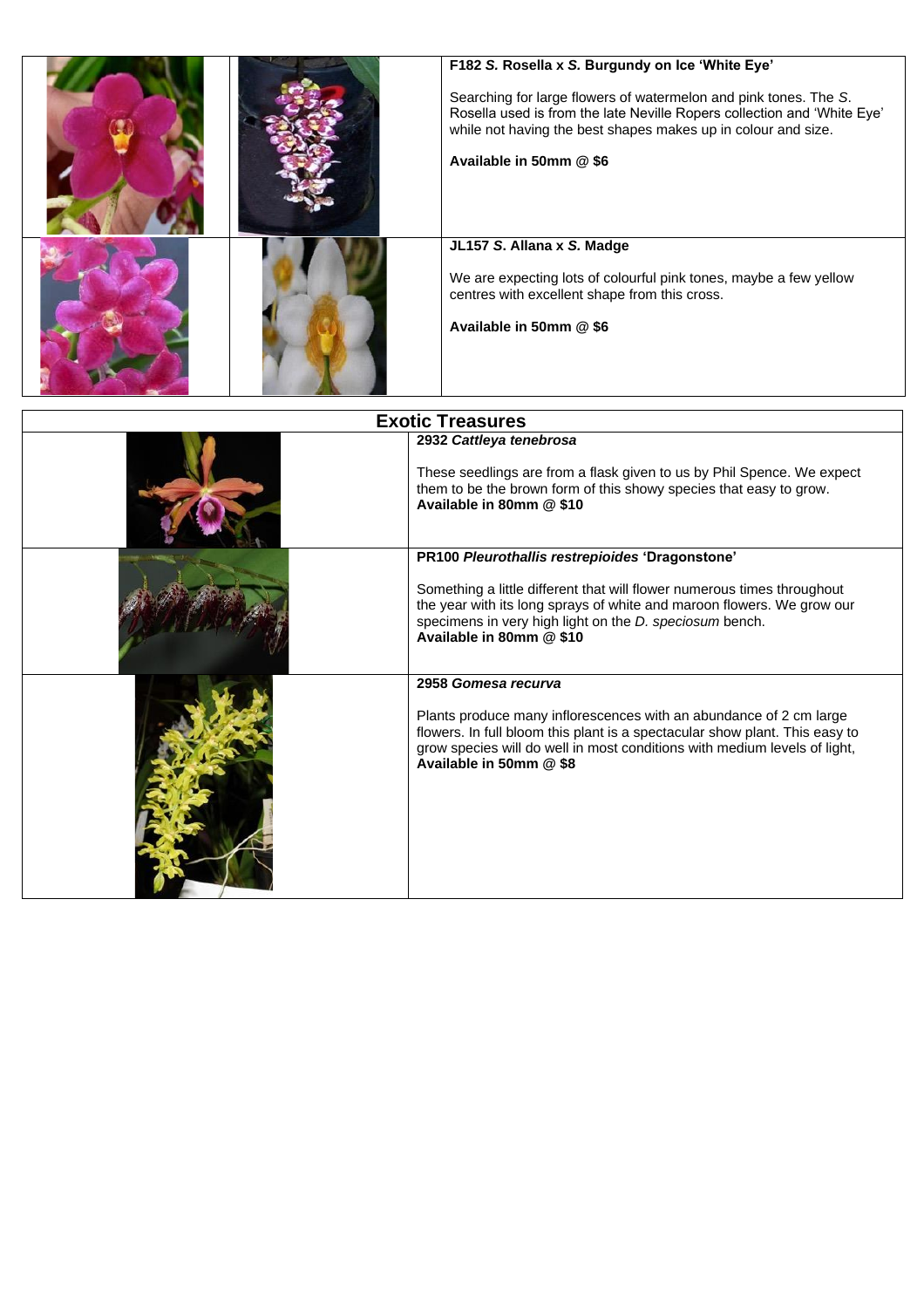**F182 *S.* Rosella x *S.* Burgundy on Ice 'White Eye'**

Searching for large flowers of watermelon and pink tones. The *S.* Rosella used is from the late Neville Ropers collection and 'White Eye' while not having the best shapes makes up in colour and size.

**Available in 50mm @ $6**

**JL157 *S.* Allana x *S.* Madge**

We are expecting lots of colourful pink tones, maybe a few yellow centres with excellent shape from this cross.

**Available in 50mm @ $6**

## Exotic Treasures

**2932 *Cattleya tenebrosa***

These seedlings are from a flask given to us by Phil Spence. We expect them to be the brown form of this showy species that easy to grow.
**Available in 80mm @ $10**

**PR100 *Pleurothallis restrepioides* 'Dragonstone'**

Something a little different that will flower numerous times throughout the year with its long sprays of white and maroon flowers. We grow our specimens in very high light on the *D. speciosum* bench.
**Available in 80mm @ $10**

**2958 *Gomesa recurva***

Plants produce many inflorescences with an abundance of 2 cm large flowers. In full bloom this plant is a spectacular show plant. This easy to grow species will do well in most conditions with medium levels of light,
**Available in 50mm @ $8**